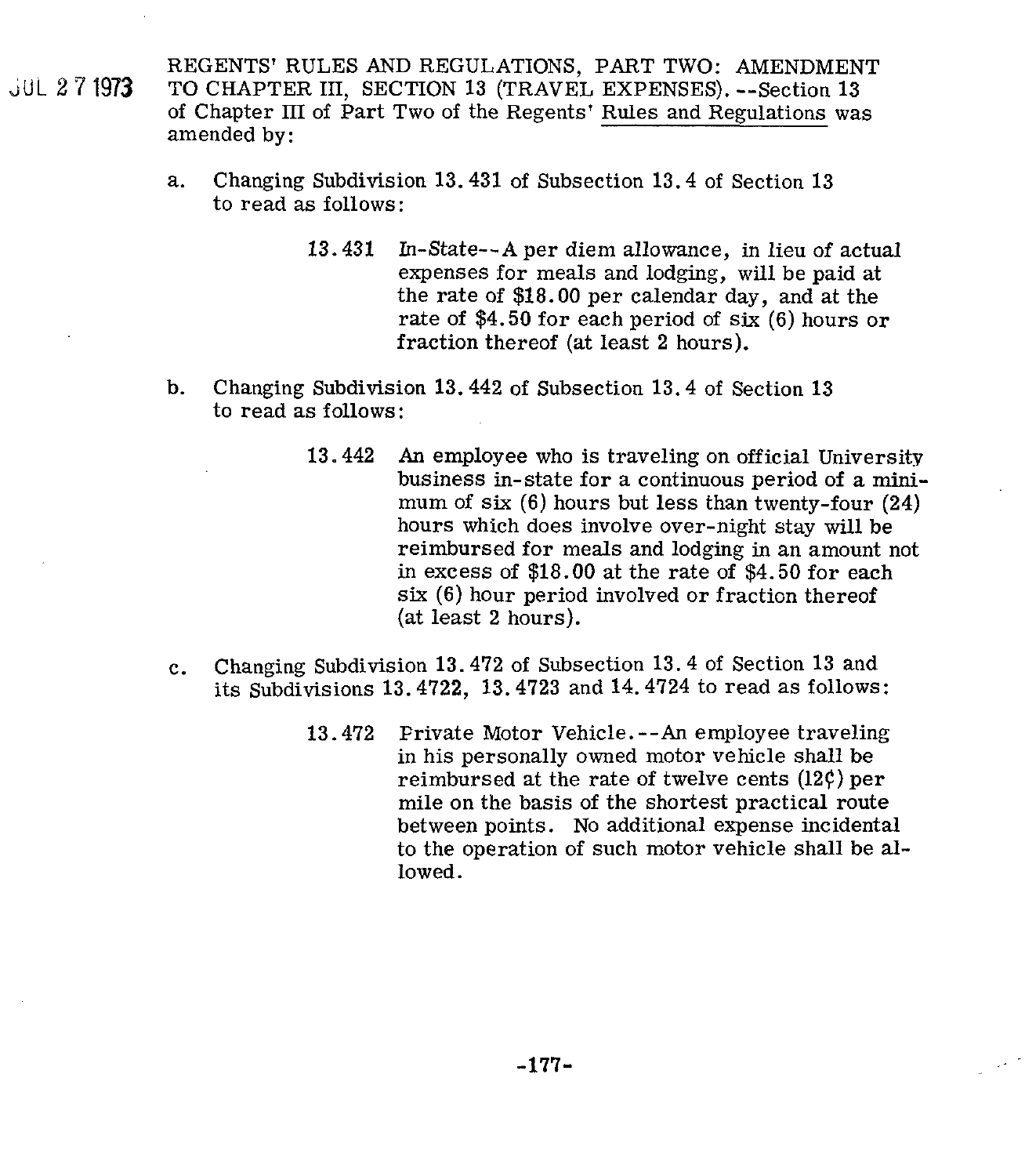JUL 27 1973

REGENTS' RULES AND REGULATIONS, PART TWO: AMENDMENT TO CHAPTER III, SECTION 13 (TRAVEL EXPENSES). --Section 13 of Chapter III of Part Two of the Regents' Rules and Regulations was amended by:

a. Changing Subdivision 13.431 of Subsection 13.4 of Section 13 to read as follows:

> 13.431 In-State--A per diem allowance, in lieu of actual expenses for meals and lodging, will be paid at the rate of $18.00 per calendar day, and at the rate of $4.50 for each period of six (6) hours or fraction thereof (at least 2 hours).

b. Changing Subdivision 13.442 of Subsection 13.4 of Section 13 to read as follows:

> 13.442 An employee who is traveling on official University business in-state for a continuous period of a minimum of six (6) hours but less than twenty-four (24) hours which does involve over-night stay will be reimbursed for meals and lodging in an amount not in excess of $18.00 at the rate of $4.50 for each six (6) hour period involved or fraction thereof (at least 2 hours).

c. Changing Subdivision 13.472 of Subsection 13.4 of Section 13 and its Subdivisions 13.4722, 13.4723 and 14.4724 to read as follows:

> 13.472 Private Motor Vehicle.--An employee traveling in his personally owned motor vehicle shall be reimbursed at the rate of twelve cents (12¢) per mile on the basis of the shortest practical route between points. No additional expense incidental to the operation of such motor vehicle shall be allowed.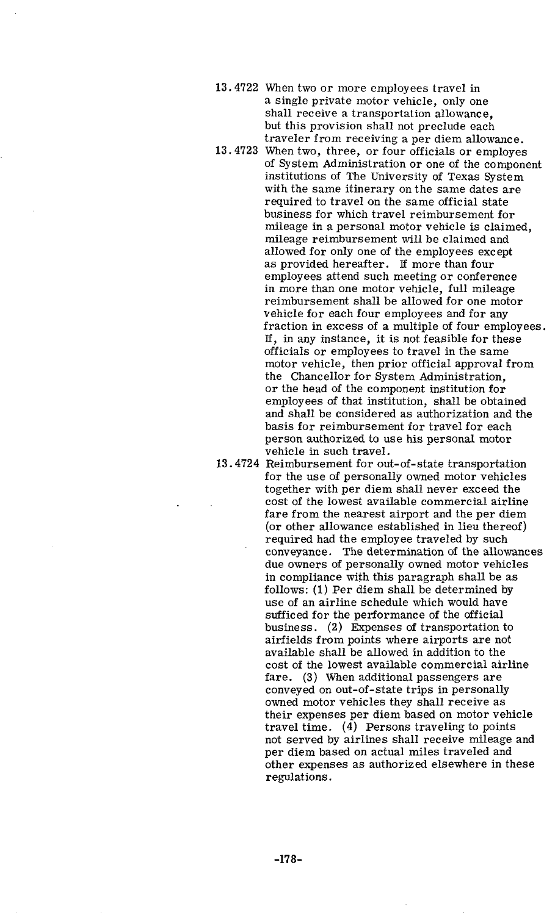13.4722 When two or more employees travel in a single private motor vehicle, only one shall receive a transportation allowance, but this provision shall not preclude each traveler from receiving a per diem allowance.

13.4723 When two, three, or four officials or employes of System Administration or one of the component institutions of The University of Texas System with the same itinerary on the same dates are required to travel on the same official state business for which travel reimbursement for mileage in a personal motor vehicle is claimed, mileage reimbursement will be claimed and allowed for only one of the employees except as provided hereafter. If more than four employees attend such meeting or conference in more than one motor vehicle, full mileage reimbursement shall be allowed for one motor vehicle for each four employees and for any fraction in excess of a multiple of four employees. If, in any instance, it is not feasible for these officials or employees to travel in the same motor vehicle, then prior official approval from the Chancellor for System Administration, or the head of the component institution for employees of that institution, shall be obtained and shall be considered as authorization and the basis for reimbursement for travel for each person authorized to use his personal motor vehicle in such travel.

13.4724 Reimbursement for out-of-state transportation for the use of personally owned motor vehicles together with per diem shall never exceed the cost of the lowest available commercial airline fare from the nearest airport and the per diem (or other allowance established in lieu thereof) required had the employee traveled by such conveyance. The determination of the allowances due owners of personally owned motor vehicles in compliance with this paragraph shall be as follows: (1) Per diem shall be determined by use of an airline schedule which would have sufficed for the performance of the official business. (2) Expenses of transportation to airfields from points where airports are not available shall be allowed in addition to the cost of the lowest available commercial airline fare. (3) When additional passengers are conveyed on out-of-state trips in personally owned motor vehicles they shall receive as their expenses per diem based on motor vehicle travel time. (4) Persons traveling to points not served by airlines shall receive mileage and per diem based on actual miles traveled and other expenses as authorized elsewhere in these regulations.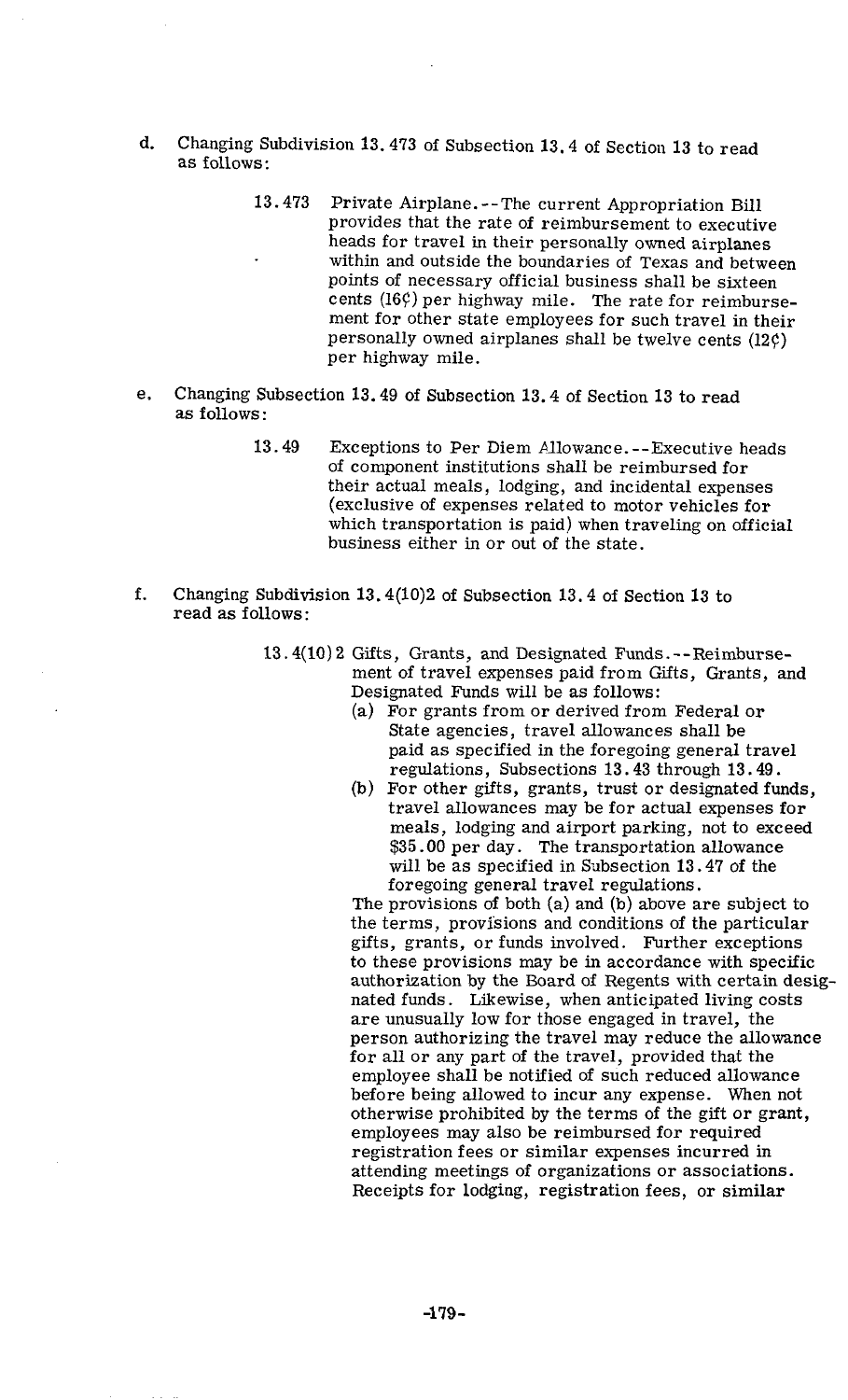d. Changing Subdivision 13.473 of Subsection 13.4 of Section 13 to read as follows:

> 13.473 Private Airplane.--The current Appropriation Bill provides that the rate of reimbursement to executive heads for travel in their personally owned airplanes within and outside the boundaries of Texas and between points of necessary official business shall be sixteen cents (16¢) per highway mile. The rate for reimbursement for other state employees for such travel in their personally owned airplanes shall be twelve cents (12¢) per highway mile.

e. Changing Subsection 13.49 of Subsection 13.4 of Section 13 to read as follows:

> 13.49 Exceptions to Per Diem Allowance.--Executive heads of component institutions shall be reimbursed for their actual meals, lodging, and incidental expenses (exclusive of expenses related to motor vehicles for which transportation is paid) when traveling on official business either in or out of the state.

f. Changing Subdivision 13.4(10)2 of Subsection 13.4 of Section 13 to read as follows:

> 13.4(10)2 Gifts, Grants, and Designated Funds.--Reimbursement of travel expenses paid from Gifts, Grants, and Designated Funds will be as follows:
>
> (a) For grants from or derived from Federal or State agencies, travel allowances shall be paid as specified in the foregoing general travel regulations, Subsections 13.43 through 13.49.
>
> (b) For other gifts, grants, trust or designated funds, travel allowances may be for actual expenses for meals, lodging and airport parking, not to exceed $35.00 per day. The transportation allowance will be as specified in Subsection 13.47 of the foregoing general travel regulations.
>
> The provisions of both (a) and (b) above are subject to the terms, provisions and conditions of the particular gifts, grants, or funds involved. Further exceptions to these provisions may be in accordance with specific authorization by the Board of Regents with certain designated funds. Likewise, when anticipated living costs are unusually low for those engaged in travel, the person authorizing the travel may reduce the allowance for all or any part of the travel, provided that the employee shall be notified of such reduced allowance before being allowed to incur any expense. When not otherwise prohibited by the terms of the gift or grant, employees may also be reimbursed for required registration fees or similar expenses incurred in attending meetings of organizations or associations. Receipts for lodging, registration fees, or similar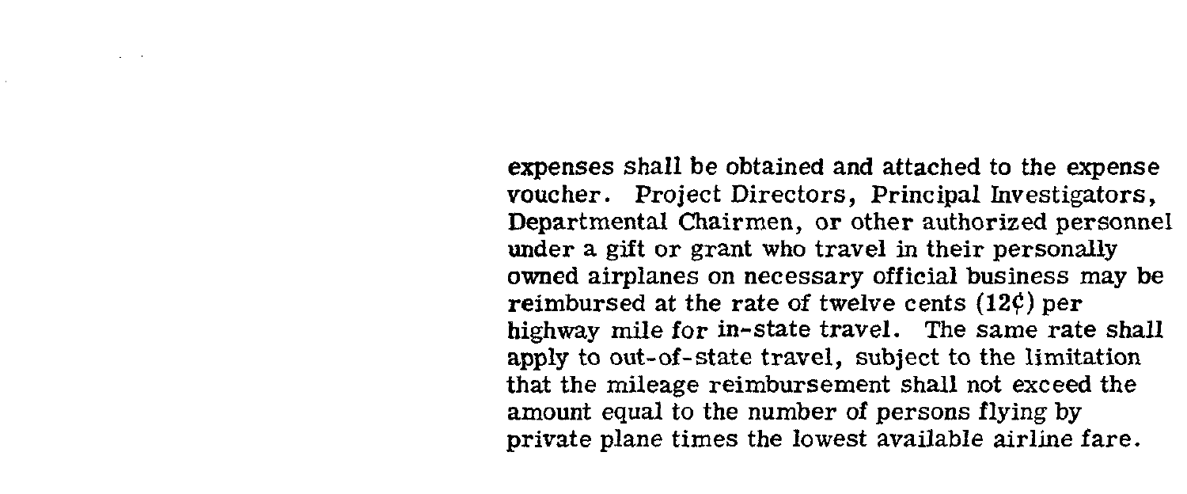expenses shall be obtained and attached to the expense voucher. Project Directors, Principal Investigators, Departmental Chairmen, or other authorized personnel under a gift or grant who travel in their personally owned airplanes on necessary official business may be reimbursed at the rate of twelve cents (12¢) per highway mile for in-state travel. The same rate shall apply to out-of-state travel, subject to the limitation that the mileage reimbursement shall not exceed the amount equal to the number of persons flying by private plane times the lowest available airline fare.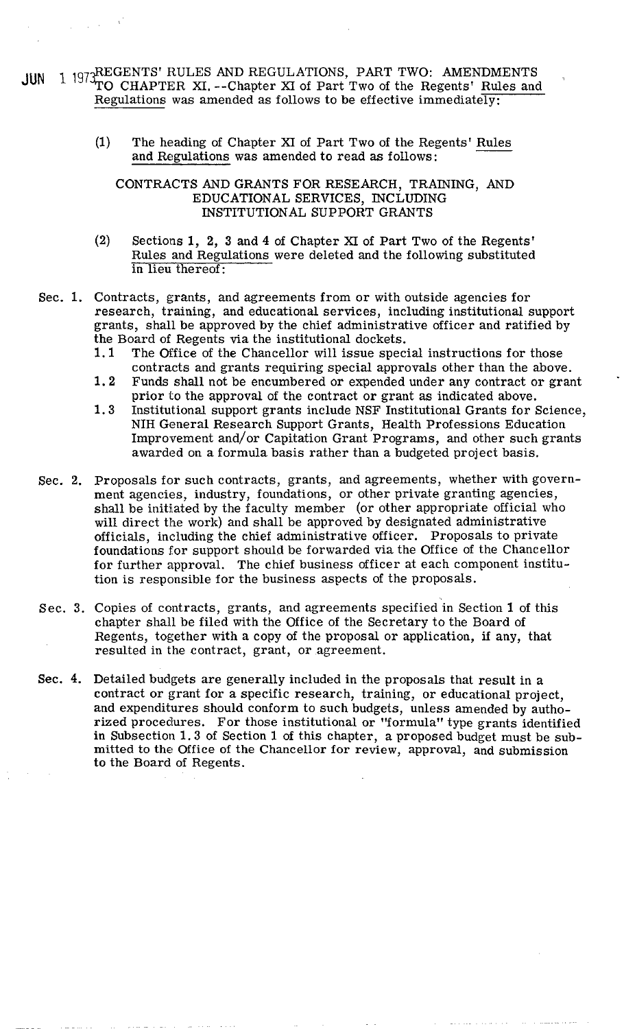JUN 1 1973 REGENTS' RULES AND REGULATIONS, PART TWO: AMENDMENTS TO CHAPTER XI. --Chapter XI of Part Two of the Regents' Rules and Regulations was amended as follows to be effective immediately:

(1) The heading of Chapter XI of Part Two of the Regents' Rules and Regulations was amended to read as follows:

CONTRACTS AND GRANTS FOR RESEARCH, TRAINING, AND EDUCATIONAL SERVICES, INCLUDING INSTITUTIONAL SUPPORT GRANTS

(2) Sections 1, 2, 3 and 4 of Chapter XI of Part Two of the Regents' Rules and Regulations were deleted and the following substituted in lieu thereof:

Sec. 1. Contracts, grants, and agreements from or with outside agencies for research, training, and educational services, including institutional support grants, shall be approved by the chief administrative officer and ratified by the Board of Regents via the institutional dockets.

1.1 The Office of the Chancellor will issue special instructions for those contracts and grants requiring special approvals other than the above.

1.2 Funds shall not be encumbered or expended under any contract or grant prior to the approval of the contract or grant as indicated above.

1.3 Institutional support grants include NSF Institutional Grants for Science, NIH General Research Support Grants, Health Professions Education Improvement and/or Capitation Grant Programs, and other such grants awarded on a formula basis rather than a budgeted project basis.

Sec. 2. Proposals for such contracts, grants, and agreements, whether with government agencies, industry, foundations, or other private granting agencies, shall be initiated by the faculty member (or other appropriate official who will direct the work) and shall be approved by designated administrative officials, including the chief administrative officer. Proposals to private foundations for support should be forwarded via the Office of the Chancellor for further approval. The chief business officer at each component institution is responsible for the business aspects of the proposals.

Sec. 3. Copies of contracts, grants, and agreements specified in Section 1 of this chapter shall be filed with the Office of the Secretary to the Board of Regents, together with a copy of the proposal or application, if any, that resulted in the contract, grant, or agreement.

Sec. 4. Detailed budgets are generally included in the proposals that result in a contract or grant for a specific research, training, or educational project, and expenditures should conform to such budgets, unless amended by authorized procedures. For those institutional or "formula" type grants identified in Subsection 1.3 of Section 1 of this chapter, a proposed budget must be submitted to the Office of the Chancellor for review, approval, and submission to the Board of Regents.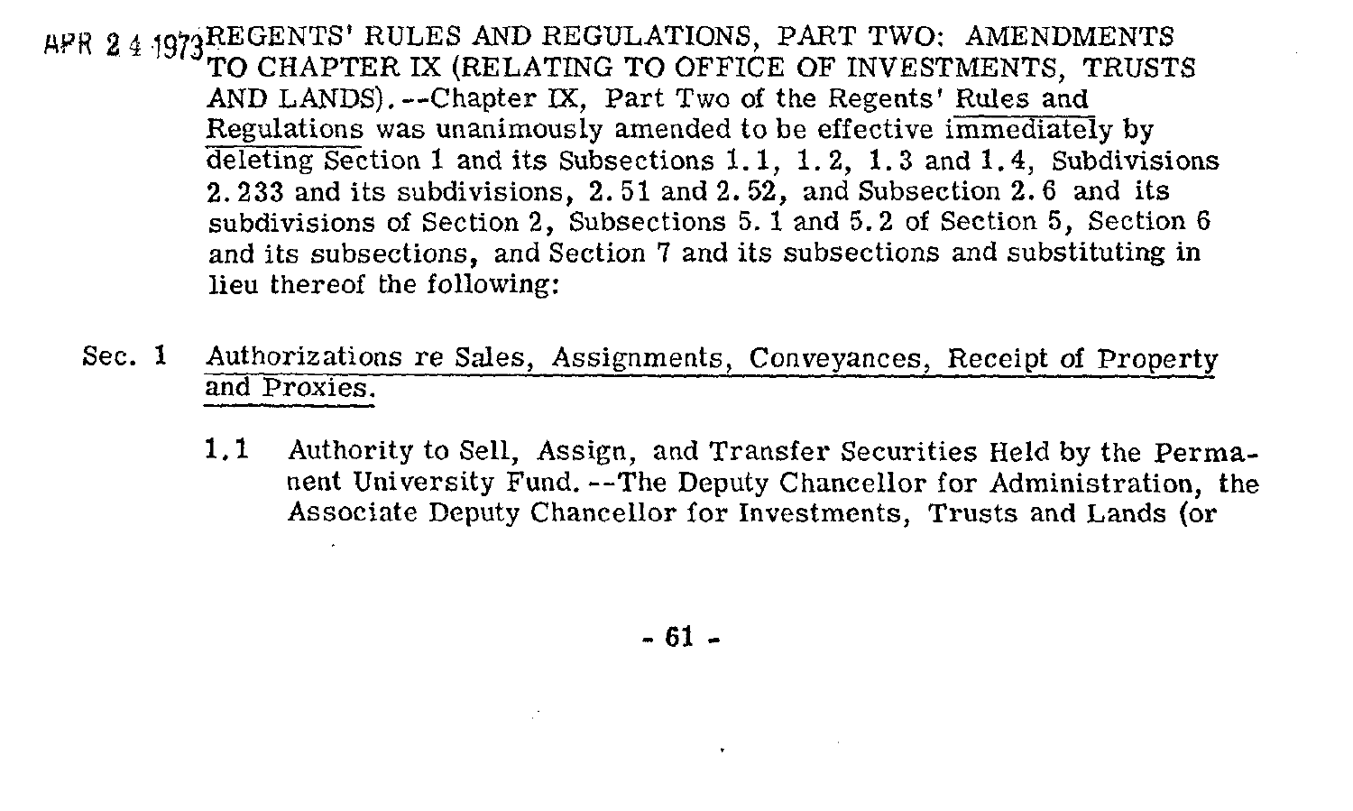APR 24 1973 REGENTS' RULES AND REGULATIONS, PART TWO: AMENDMENTS TO CHAPTER IX (RELATING TO OFFICE OF INVESTMENTS, TRUSTS AND LANDS).--Chapter IX, Part Two of the Regents' Rules and Regulations was unanimously amended to be effective immediately by deleting Section 1 and its Subsections 1.1, 1.2, 1.3 and 1.4, Subdivisions 2.233 and its subdivisions, 2.51 and 2.52, and Subsection 2.6 and its subdivisions of Section 2, Subsections 5.1 and 5.2 of Section 5, Section 6 and its subsections, and Section 7 and its subsections and substituting in lieu thereof the following:

Sec. 1 Authorizations re Sales, Assignments, Conveyances, Receipt of Property and Proxies.

1.1 Authority to Sell, Assign, and Transfer Securities Held by the Permanent University Fund.--The Deputy Chancellor for Administration, the Associate Deputy Chancellor for Investments, Trusts and Lands (or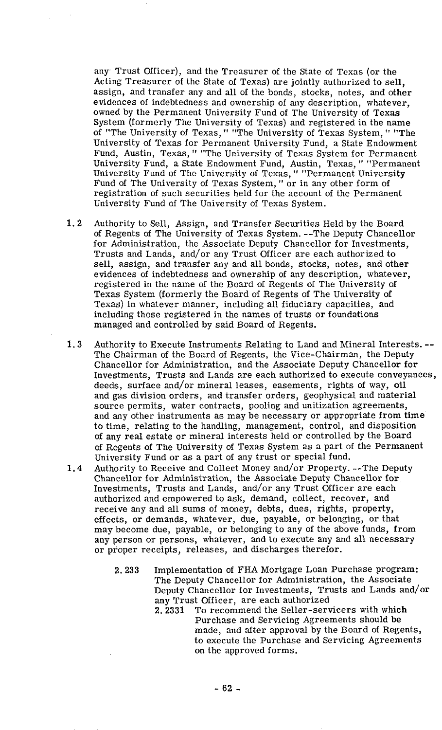any Trust Officer), and the Treasurer of the State of Texas (or the Acting Treasurer of the State of Texas) are jointly authorized to sell, assign, and transfer any and all of the bonds, stocks, notes, and other evidences of indebtedness and ownership of any description, whatever, owned by the Permanent University Fund of The University of Texas System (formerly The University of Texas) and registered in the name of "The University of Texas," "The University of Texas System," "The University of Texas for Permanent University Fund, a State Endowment Fund, Austin, Texas," "The University of Texas System for Permanent University Fund, a State Endowment Fund, Austin, Texas," "Permanent University Fund of The University of Texas," "Permanent University Fund of The University of Texas System," or in any other form of registration of such securities held for the account of the Permanent University Fund of The University of Texas System.

1.2 Authority to Sell, Assign, and Transfer Securities Held by the Board of Regents of The University of Texas System. --The Deputy Chancellor for Administration, the Associate Deputy Chancellor for Investments, Trusts and Lands, and/or any Trust Officer are each authorized to sell, assign, and transfer any and all bonds, stocks, notes, and other evidences of indebtedness and ownership of any description, whatever, registered in the name of the Board of Regents of The University of Texas System (formerly the Board of Regents of The University of Texas) in whatever manner, including all fiduciary capacities, and including those registered in the names of trusts or foundations managed and controlled by said Board of Regents.

1.3 Authority to Execute Instruments Relating to Land and Mineral Interests. -- The Chairman of the Board of Regents, the Vice-Chairman, the Deputy Chancellor for Administration, and the Associate Deputy Chancellor for Investments, Trusts and Lands are each authorized to execute conveyances, deeds, surface and/or mineral leases, easements, rights of way, oil and gas division orders, and transfer orders, geophysical and material source permits, water contracts, pooling and unitization agreements, and any other instruments as may be necessary or appropriate from time to time, relating to the handling, management, control, and disposition of any real estate or mineral interests held or controlled by the Board of Regents of The University of Texas System as a part of the Permanent University Fund or as a part of any trust or special fund.

1.4 Authority to Receive and Collect Money and/or Property. --The Deputy Chancellor for Administration, the Associate Deputy Chancellor for Investments, Trusts and Lands, and/or any Trust Officer are each authorized and empowered to ask, demand, collect, recover, and receive any and all sums of money, debts, dues, rights, property, effects, or demands, whatever, due, payable, or belonging, or that may become due, payable, or belonging to any of the above funds, from any person or persons, whatever, and to execute any and all necessary or proper receipts, releases, and discharges therefor.

2.233 Implementation of FHA Mortgage Loan Purchase program: The Deputy Chancellor for Administration, the Associate Deputy Chancellor for Investments, Trusts and Lands and/or any Trust Officer, are each authorized

2.2331 To recommend the Seller-servicers with which Purchase and Servicing Agreements should be made, and after approval by the Board of Regents, to execute the Purchase and Servicing Agreements on the approved forms.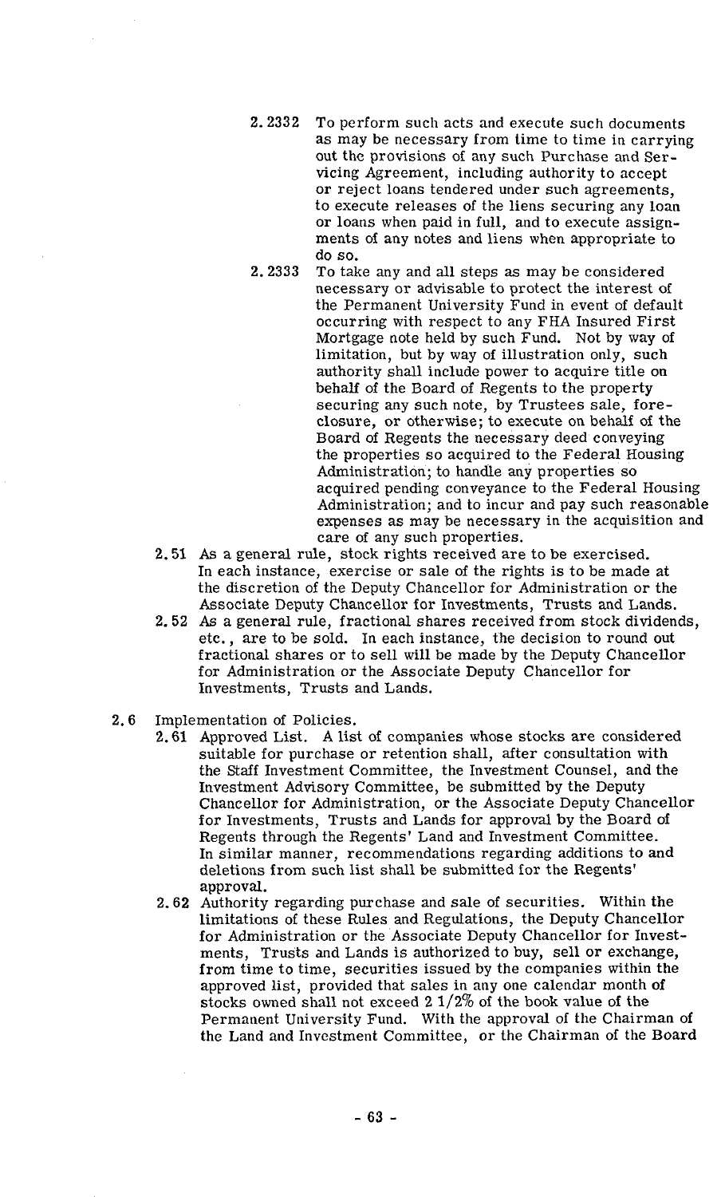- 2.2332 To perform such acts and execute such documents as may be necessary from time to time in carrying out the provisions of any such Purchase and Servicing Agreement, including authority to accept or reject loans tendered under such agreements, to execute releases of the liens securing any loan or loans when paid in full, and to execute assignments of any notes and liens when appropriate to do so.
- 2.2333 To take any and all steps as may be considered necessary or advisable to protect the interest of the Permanent University Fund in event of default occurring with respect to any FHA Insured First Mortgage note held by such Fund. Not by way of limitation, but by way of illustration only, such authority shall include power to acquire title on behalf of the Board of Regents to the property securing any such note, by Trustees sale, foreclosure, or otherwise; to execute on behalf of the Board of Regents the necessary deed conveying the properties so acquired to the Federal Housing Administration; to handle any properties so acquired pending conveyance to the Federal Housing Administration; and to incur and pay such reasonable expenses as may be necessary in the acquisition and care of any such properties.

2.51 As a general rule, stock rights received are to be exercised. In each instance, exercise or sale of the rights is to be made at the discretion of the Deputy Chancellor for Administration or the Associate Deputy Chancellor for Investments, Trusts and Lands.

2.52 As a general rule, fractional shares received from stock dividends, etc., are to be sold. In each instance, the decision to round out fractional shares or to sell will be made by the Deputy Chancellor for Administration or the Associate Deputy Chancellor for Investments, Trusts and Lands.

2.6 Implementation of Policies.

2.61 Approved List. A list of companies whose stocks are considered suitable for purchase or retention shall, after consultation with the Staff Investment Committee, the Investment Counsel, and the Investment Advisory Committee, be submitted by the Deputy Chancellor for Administration, or the Associate Deputy Chancellor for Investments, Trusts and Lands for approval by the Board of Regents through the Regents' Land and Investment Committee. In similar manner, recommendations regarding additions to and deletions from such list shall be submitted for the Regents' approval.

2.62 Authority regarding purchase and sale of securities. Within the limitations of these Rules and Regulations, the Deputy Chancellor for Administration or the Associate Deputy Chancellor for Investments, Trusts and Lands is authorized to buy, sell or exchange, from time to time, securities issued by the companies within the approved list, provided that sales in any one calendar month of stocks owned shall not exceed 2 1/2% of the book value of the Permanent University Fund. With the approval of the Chairman of the Land and Investment Committee, or the Chairman of the Board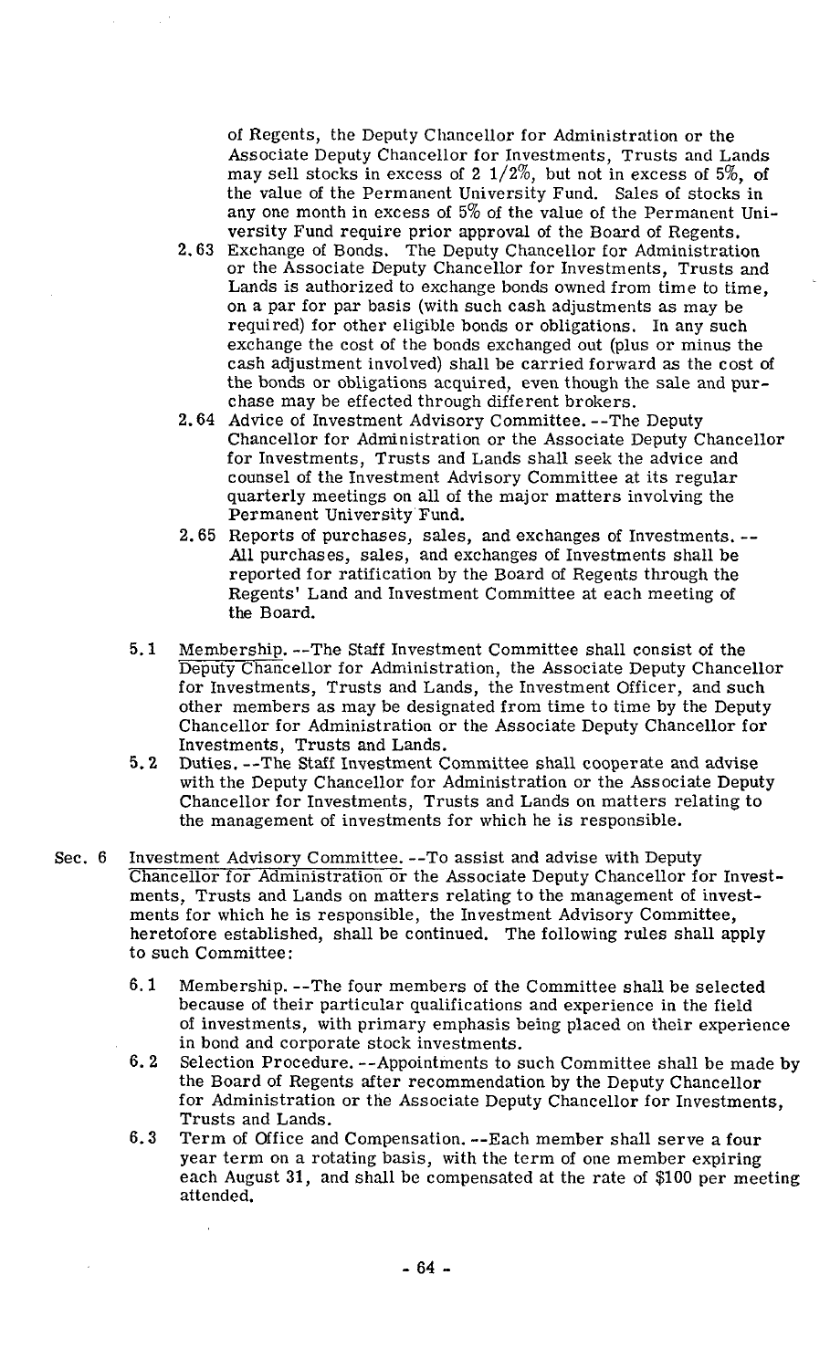of Regents, the Deputy Chancellor for Administration or the Associate Deputy Chancellor for Investments, Trusts and Lands may sell stocks in excess of 2 1/2%, but not in excess of 5%, of the value of the Permanent University Fund. Sales of stocks in any one month in excess of 5% of the value of the Permanent University Fund require prior approval of the Board of Regents.

2.63 Exchange of Bonds. The Deputy Chancellor for Administration or the Associate Deputy Chancellor for Investments, Trusts and Lands is authorized to exchange bonds owned from time to time, on a par for par basis (with such cash adjustments as may be required) for other eligible bonds or obligations. In any such exchange the cost of the bonds exchanged out (plus or minus the cash adjustment involved) shall be carried forward as the cost of the bonds or obligations acquired, even though the sale and purchase may be effected through different brokers.

2.64 Advice of Investment Advisory Committee. --The Deputy Chancellor for Administration or the Associate Deputy Chancellor for Investments, Trusts and Lands shall seek the advice and counsel of the Investment Advisory Committee at its regular quarterly meetings on all of the major matters involving the Permanent University Fund.

2.65 Reports of purchases, sales, and exchanges of Investments. -- All purchases, sales, and exchanges of Investments shall be reported for ratification by the Board of Regents through the Regents' Land and Investment Committee at each meeting of the Board.

5.1 Membership. --The Staff Investment Committee shall consist of the Deputy Chancellor for Administration, the Associate Deputy Chancellor for Investments, Trusts and Lands, the Investment Officer, and such other members as may be designated from time to time by the Deputy Chancellor for Administration or the Associate Deputy Chancellor for Investments, Trusts and Lands.

5.2 Duties. --The Staff Investment Committee shall cooperate and advise with the Deputy Chancellor for Administration or the Associate Deputy Chancellor for Investments, Trusts and Lands on matters relating to the management of investments for which he is responsible.

Sec. 6 Investment Advisory Committee. --To assist and advise with Deputy Chancellor for Administration or the Associate Deputy Chancellor for Investments, Trusts and Lands on matters relating to the management of investments for which he is responsible, the Investment Advisory Committee, heretofore established, shall be continued. The following rules shall apply to such Committee:

6.1 Membership. --The four members of the Committee shall be selected because of their particular qualifications and experience in the field of investments, with primary emphasis being placed on their experience in bond and corporate stock investments.

6.2 Selection Procedure. --Appointments to such Committee shall be made by the Board of Regents after recommendation by the Deputy Chancellor for Administration or the Associate Deputy Chancellor for Investments, Trusts and Lands.

6.3 Term of Office and Compensation. --Each member shall serve a four year term on a rotating basis, with the term of one member expiring each August 31, and shall be compensated at the rate of $100 per meeting attended.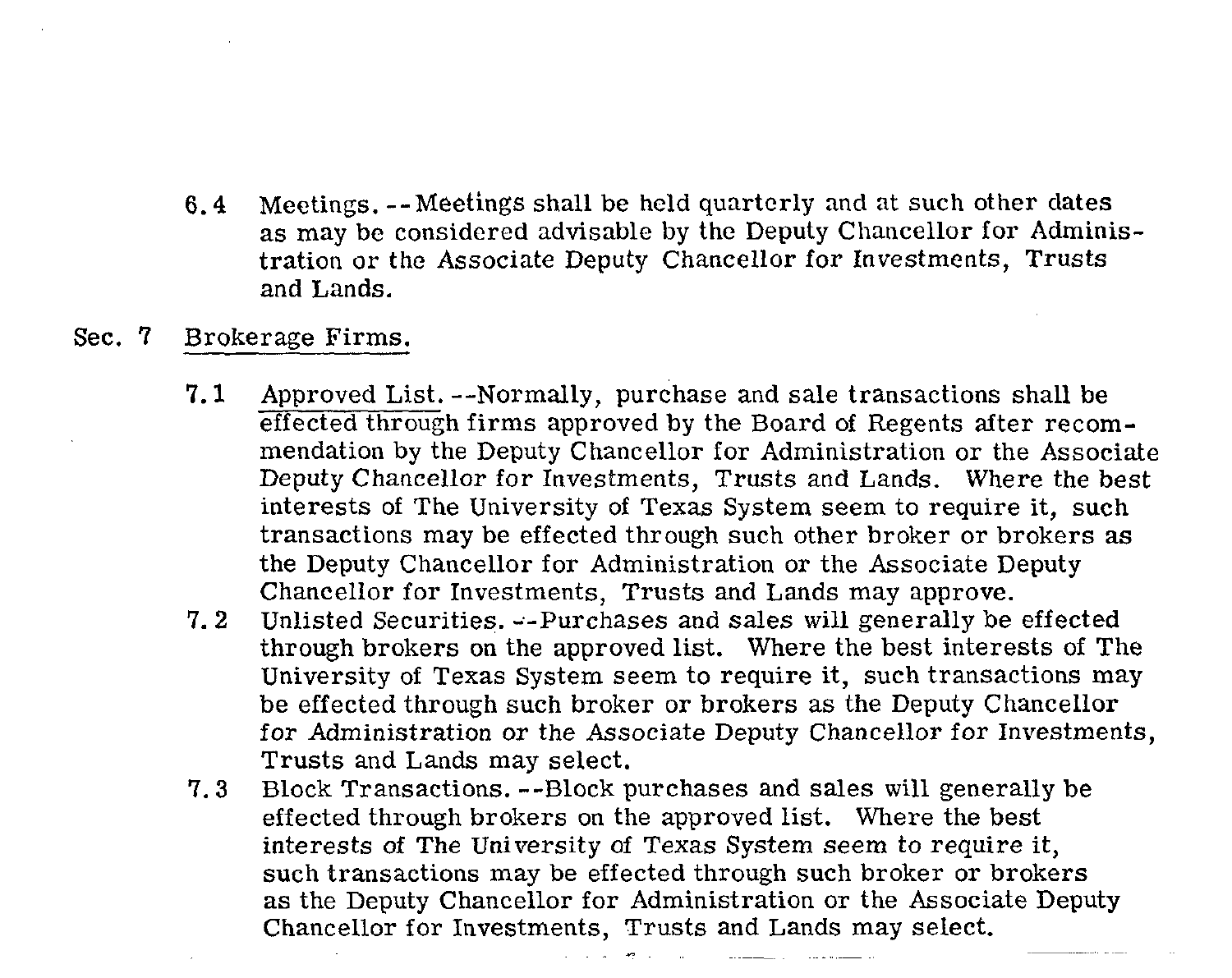6.4 Meetings. --Meetings shall be held quarterly and at such other dates as may be considered advisable by the Deputy Chancellor for Administration or the Associate Deputy Chancellor for Investments, Trusts and Lands.

Sec. 7 Brokerage Firms.

7.1 Approved List. --Normally, purchase and sale transactions shall be effected through firms approved by the Board of Regents after recommendation by the Deputy Chancellor for Administration or the Associate Deputy Chancellor for Investments, Trusts and Lands. Where the best interests of The University of Texas System seem to require it, such transactions may be effected through such other broker or brokers as the Deputy Chancellor for Administration or the Associate Deputy Chancellor for Investments, Trusts and Lands may approve.

7.2 Unlisted Securities. --Purchases and sales will generally be effected through brokers on the approved list. Where the best interests of The University of Texas System seem to require it, such transactions may be effected through such broker or brokers as the Deputy Chancellor for Administration or the Associate Deputy Chancellor for Investments, Trusts and Lands may select.

7.3 Block Transactions. --Block purchases and sales will generally be effected through brokers on the approved list. Where the best interests of The University of Texas System seem to require it, such transactions may be effected through such broker or brokers as the Deputy Chancellor for Administration or the Associate Deputy Chancellor for Investments, Trusts and Lands may select.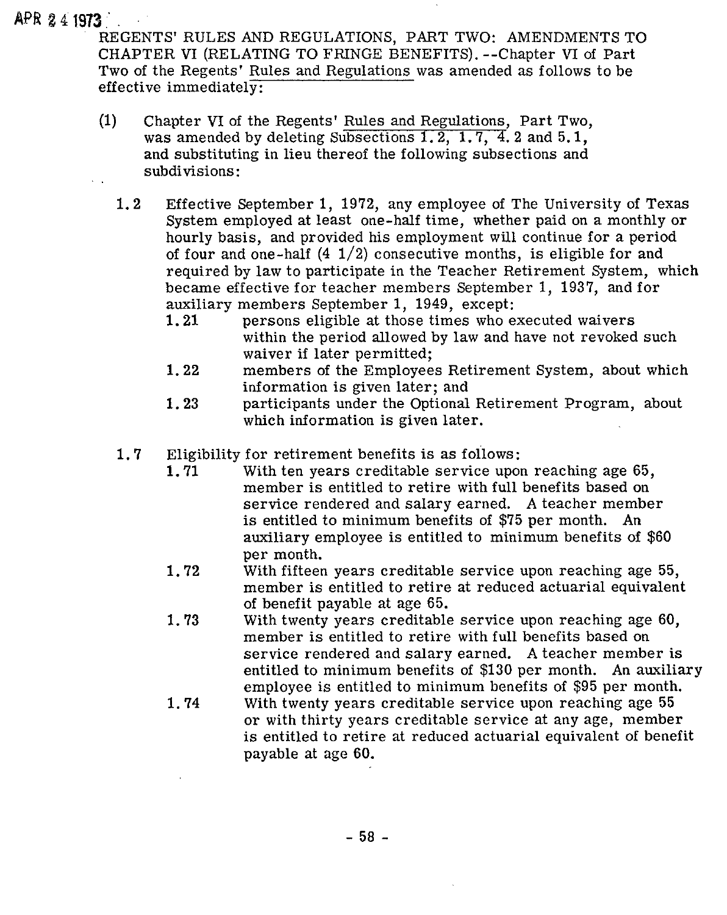APR 24 1973

REGENTS' RULES AND REGULATIONS, PART TWO: AMENDMENTS TO CHAPTER VI (RELATING TO FRINGE BENEFITS). --Chapter VI of Part Two of the Regents' Rules and Regulations was amended as follows to be effective immediately:

(1) Chapter VI of the Regents' Rules and Regulations, Part Two, was amended by deleting Subsections 1.2, 1.7, 4.2 and 5.1, and substituting in lieu thereof the following subsections and subdivisions:

**1.2** Effective September 1, 1972, any employee of The University of Texas System employed at least one-half time, whether paid on a monthly or hourly basis, and provided his employment will continue for a period of four and one-half (4 1/2) consecutive months, is eligible for and required by law to participate in the Teacher Retirement System, which became effective for teacher members September 1, 1937, and for auxiliary members September 1, 1949, except:

- **1.21** persons eligible at those times who executed waivers within the period allowed by law and have not revoked such waiver if later permitted;
- **1.22** members of the Employees Retirement System, about which information is given later; and
- **1.23** participants under the Optional Retirement Program, about which information is given later.

**1.7** Eligibility for retirement benefits is as follows:

- **1.71** With ten years creditable service upon reaching age 65, member is entitled to retire with full benefits based on service rendered and salary earned. A teacher member is entitled to minimum benefits of $75 per month. An auxiliary employee is entitled to minimum benefits of $60 per month.
- **1.72** With fifteen years creditable service upon reaching age 55, member is entitled to retire at reduced actuarial equivalent of benefit payable at age 65.
- **1.73** With twenty years creditable service upon reaching age 60, member is entitled to retire with full benefits based on service rendered and salary earned. A teacher member is entitled to minimum benefits of $130 per month. An auxiliary employee is entitled to minimum benefits of $95 per month.
- **1.74** With twenty years creditable service upon reaching age 55 or with thirty years creditable service at any age, member is entitled to retire at reduced actuarial equivalent of benefit payable at age 60.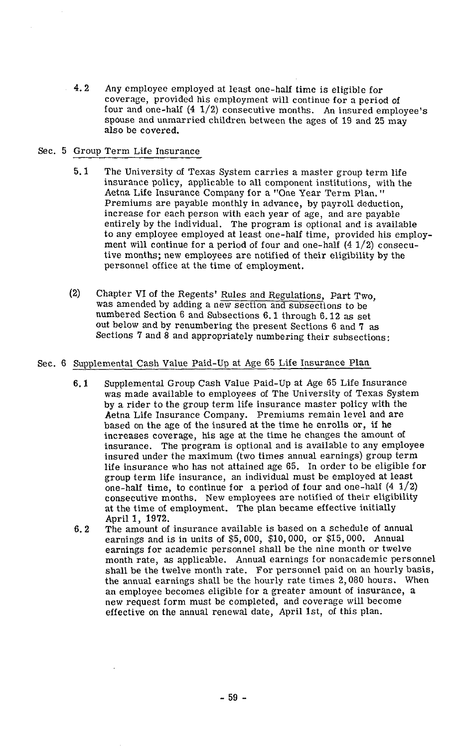4.2 Any employee employed at least one-half time is eligible for coverage, provided his employment will continue for a period of four and one-half (4 1/2) consecutive months. An insured employee's spouse and unmarried children between the ages of 19 and 25 may also be covered.

Sec. 5 Group Term Life Insurance

5.1 The University of Texas System carries a master group term life insurance policy, applicable to all component institutions, with the Aetna Life Insurance Company for a "One Year Term Plan." Premiums are payable monthly in advance, by payroll deduction, increase for each person with each year of age, and are payable entirely by the individual. The program is optional and is available to any employee employed at least one-half time, provided his employment will continue for a period of four and one-half (4 1/2) consecutive months; new employees are notified of their eligibility by the personnel office at the time of employment.

(2) Chapter VI of the Regents' Rules and Regulations, Part Two, was amended by adding a new section and subsections to be numbered Section 6 and Subsections 6.1 through 6.12 as set out below and by renumbering the present Sections 6 and 7 as Sections 7 and 8 and appropriately numbering their subsections:

Sec. 6 Supplemental Cash Value Paid-Up at Age 65 Life Insurance Plan

6.1 Supplemental Group Cash Value Paid-Up at Age 65 Life Insurance was made available to employees of The University of Texas System by a rider to the group term life insurance master policy with the Aetna Life Insurance Company. Premiums remain level and are based on the age of the insured at the time he enrolls or, if he increases coverage, his age at the time he changes the amount of insurance. The program is optional and is available to any employee insured under the maximum (two times annual earnings) group term life insurance who has not attained age 65. In order to be eligible for group term life insurance, an individual must be employed at least one-half time, to continue for a period of four and one-half (4 1/2) consecutive months. New employees are notified of their eligibility at the time of employment. The plan became effective initially April 1, 1972.

6.2 The amount of insurance available is based on a schedule of annual earnings and is in units of $5,000, $10,000, or $15,000. Annual earnings for academic personnel shall be the nine month or twelve month rate, as applicable. Annual earnings for nonacademic personnel shall be the twelve month rate. For personnel paid on an hourly basis, the annual earnings shall be the hourly rate times 2,080 hours. When an employee becomes eligible for a greater amount of insurance, a new request form must be completed, and coverage will become effective on the annual renewal date, April 1st, of this plan.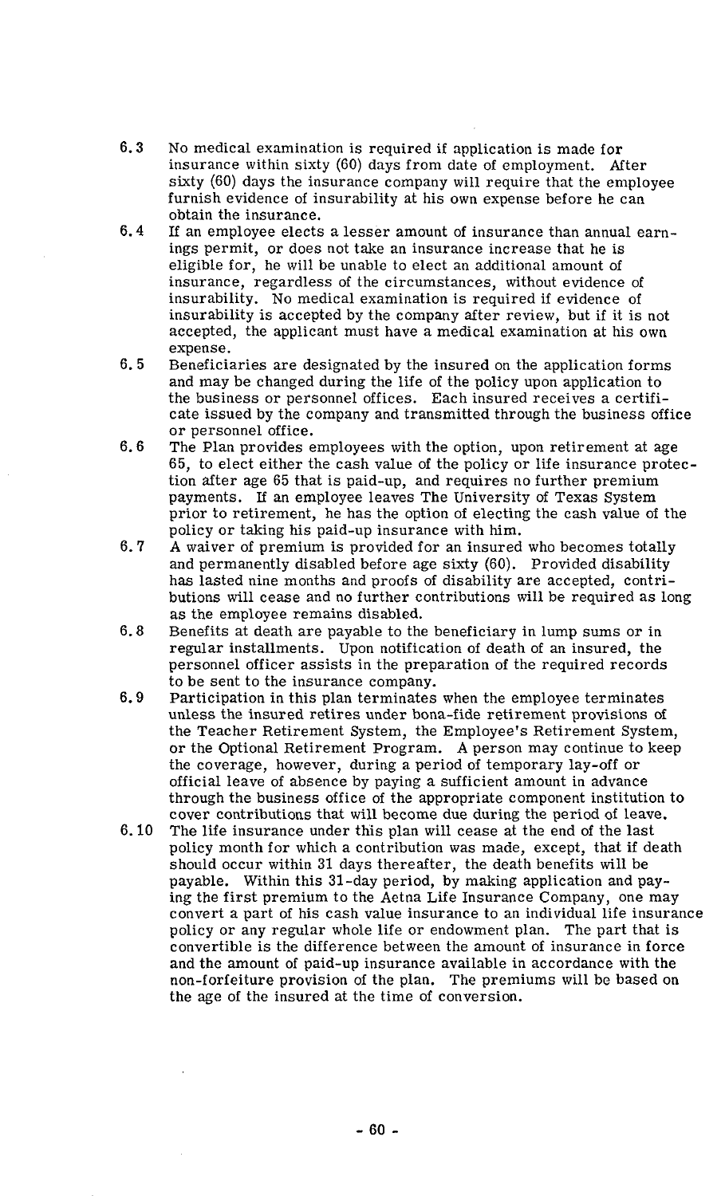6.3 No medical examination is required if application is made for insurance within sixty (60) days from date of employment. After sixty (60) days the insurance company will require that the employee furnish evidence of insurability at his own expense before he can obtain the insurance.

6.4 If an employee elects a lesser amount of insurance than annual earnings permit, or does not take an insurance increase that he is eligible for, he will be unable to elect an additional amount of insurance, regardless of the circumstances, without evidence of insurability. No medical examination is required if evidence of insurability is accepted by the company after review, but if it is not accepted, the applicant must have a medical examination at his own expense.

6.5 Beneficiaries are designated by the insured on the application forms and may be changed during the life of the policy upon application to the business or personnel offices. Each insured receives a certificate issued by the company and transmitted through the business office or personnel office.

6.6 The Plan provides employees with the option, upon retirement at age 65, to elect either the cash value of the policy or life insurance protection after age 65 that is paid-up, and requires no further premium payments. If an employee leaves The University of Texas System prior to retirement, he has the option of electing the cash value of the policy or taking his paid-up insurance with him.

6.7 A waiver of premium is provided for an insured who becomes totally and permanently disabled before age sixty (60). Provided disability has lasted nine months and proofs of disability are accepted, contributions will cease and no further contributions will be required as long as the employee remains disabled.

6.8 Benefits at death are payable to the beneficiary in lump sums or in regular installments. Upon notification of death of an insured, the personnel officer assists in the preparation of the required records to be sent to the insurance company.

6.9 Participation in this plan terminates when the employee terminates unless the insured retires under bona-fide retirement provisions of the Teacher Retirement System, the Employee's Retirement System, or the Optional Retirement Program. A person may continue to keep the coverage, however, during a period of temporary lay-off or official leave of absence by paying a sufficient amount in advance through the business office of the appropriate component institution to cover contributions that will become due during the period of leave.

6.10 The life insurance under this plan will cease at the end of the last policy month for which a contribution was made, except, that if death should occur within 31 days thereafter, the death benefits will be payable. Within this 31-day period, by making application and paying the first premium to the Aetna Life Insurance Company, one may convert a part of his cash value insurance to an individual life insurance policy or any regular whole life or endowment plan. The part that is convertible is the difference between the amount of insurance in force and the amount of paid-up insurance available in accordance with the non-forfeiture provision of the plan. The premiums will be based on the age of the insured at the time of conversion.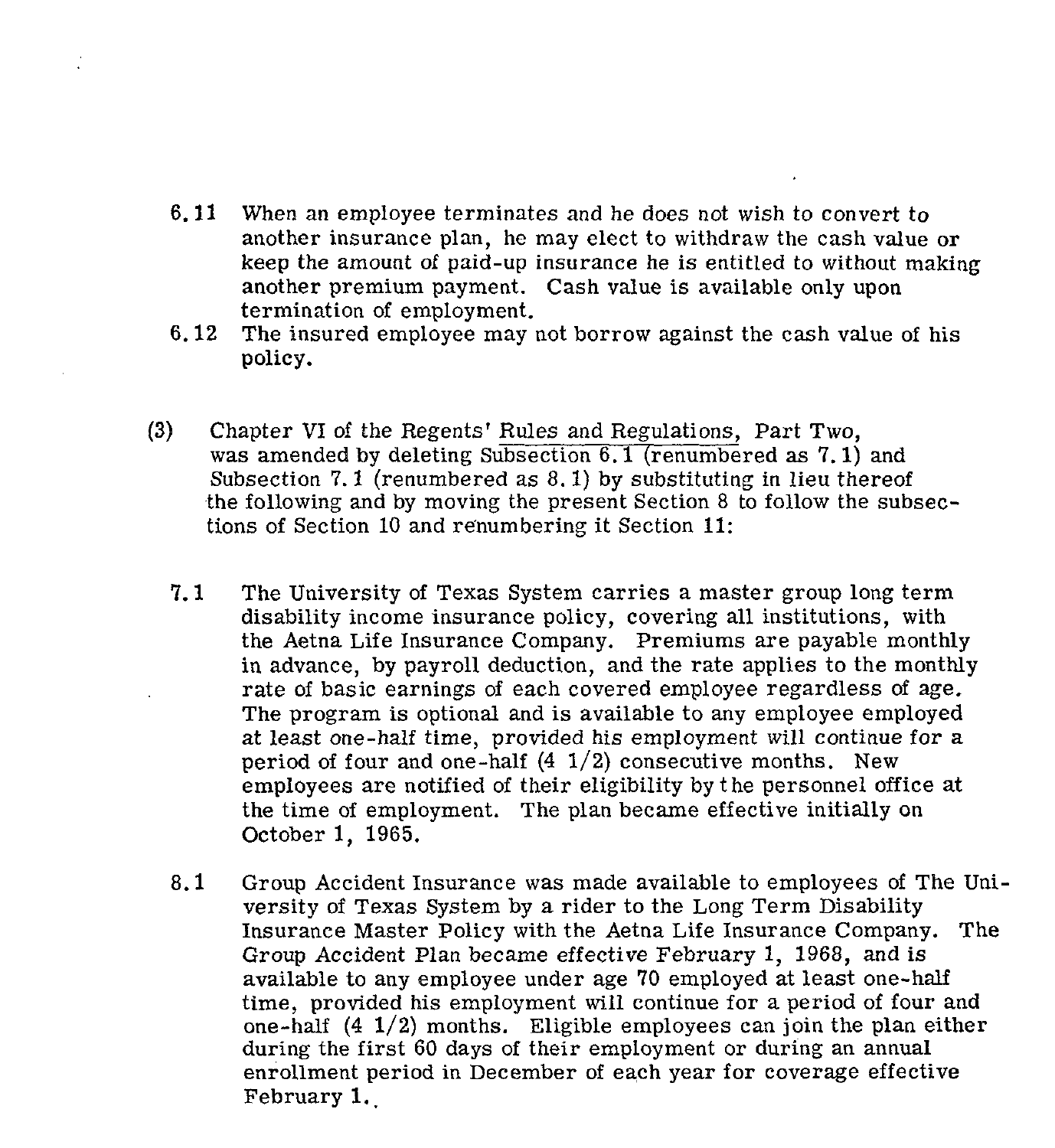6.11 When an employee terminates and he does not wish to convert to another insurance plan, he may elect to withdraw the cash value or keep the amount of paid-up insurance he is entitled to without making another premium payment. Cash value is available only upon termination of employment.

6.12 The insured employee may not borrow against the cash value of his policy.

(3) Chapter VI of the Regents' Rules and Regulations, Part Two, was amended by deleting Subsection 6.1 (renumbered as 7.1) and Subsection 7.1 (renumbered as 8.1) by substituting in lieu thereof the following and by moving the present Section 8 to follow the subsections of Section 10 and renumbering it Section 11:

7.1 The University of Texas System carries a master group long term disability income insurance policy, covering all institutions, with the Aetna Life Insurance Company. Premiums are payable monthly in advance, by payroll deduction, and the rate applies to the monthly rate of basic earnings of each covered employee regardless of age. The program is optional and is available to any employee employed at least one-half time, provided his employment will continue for a period of four and one-half (4 1/2) consecutive months. New employees are notified of their eligibility by the personnel office at the time of employment. The plan became effective initially on October 1, 1965.

8.1 Group Accident Insurance was made available to employees of The University of Texas System by a rider to the Long Term Disability Insurance Master Policy with the Aetna Life Insurance Company. The Group Accident Plan became effective February 1, 1968, and is available to any employee under age 70 employed at least one-half time, provided his employment will continue for a period of four and one-half (4 1/2) months. Eligible employees can join the plan either during the first 60 days of their employment or during an annual enrollment period in December of each year for coverage effective February 1.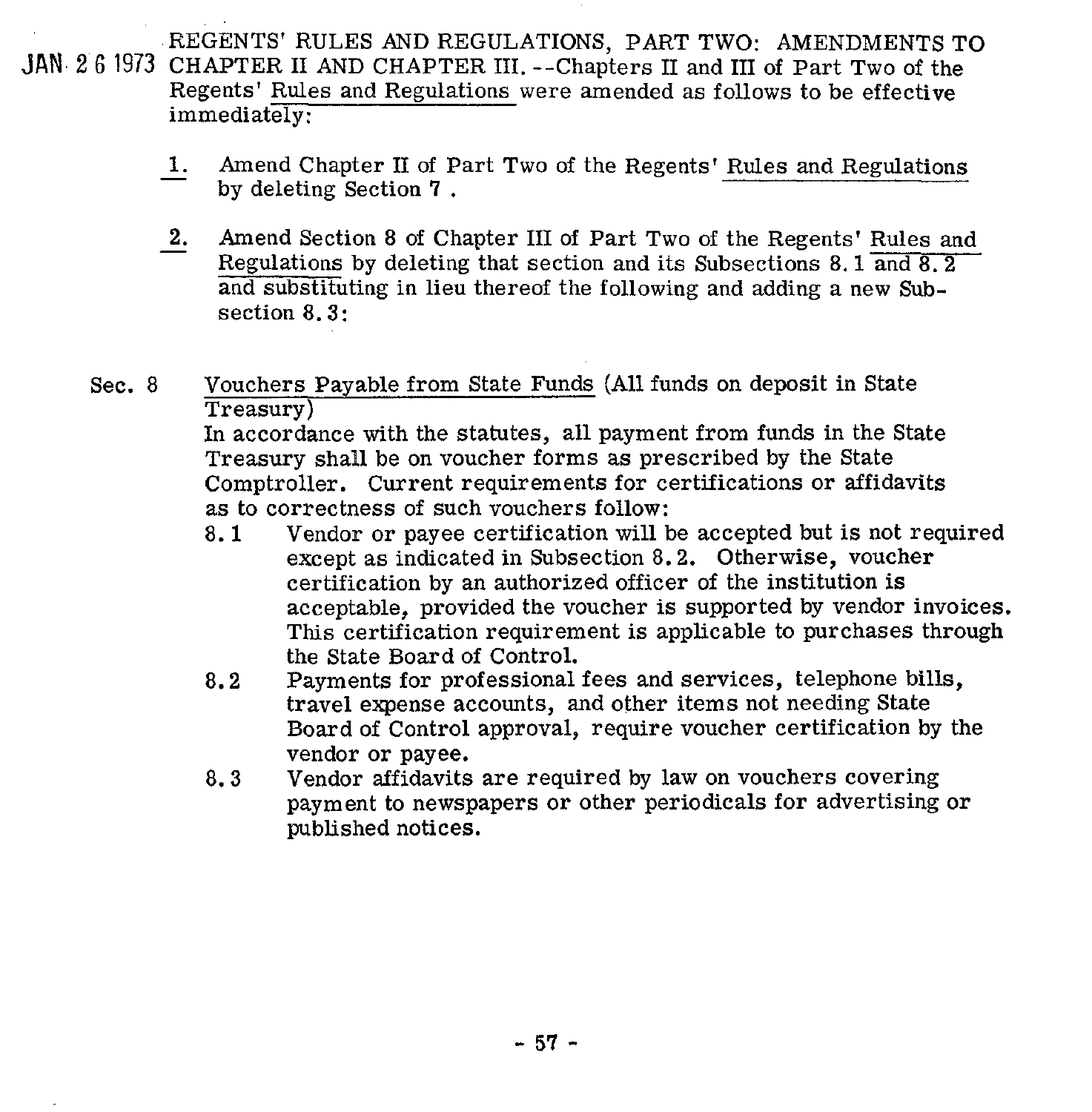JAN 26 1973 REGENTS' RULES AND REGULATIONS, PART TWO: AMENDMENTS TO CHAPTER II AND CHAPTER III. --Chapters II and III of Part Two of the Regents' Rules and Regulations were amended as follows to be effective immediately:

1. Amend Chapter II of Part Two of the Regents' Rules and Regulations by deleting Section 7 .

2. Amend Section 8 of Chapter III of Part Two of the Regents' Rules and Regulations by deleting that section and its Subsections 8.1 and 8.2 and substituting in lieu thereof the following and adding a new Subsection 8.3:

Sec. 8 Vouchers Payable from State Funds (All funds on deposit in State Treasury)

In accordance with the statutes, all payment from funds in the State Treasury shall be on voucher forms as prescribed by the State Comptroller. Current requirements for certifications or affidavits as to correctness of such vouchers follow:

8.1 Vendor or payee certification will be accepted but is not required except as indicated in Subsection 8.2. Otherwise, voucher certification by an authorized officer of the institution is acceptable, provided the voucher is supported by vendor invoices. This certification requirement is applicable to purchases through the State Board of Control.

8.2 Payments for professional fees and services, telephone bills, travel expense accounts, and other items not needing State Board of Control approval, require voucher certification by the vendor or payee.

8.3 Vendor affidavits are required by law on vouchers covering payment to newspapers or other periodicals for advertising or published notices.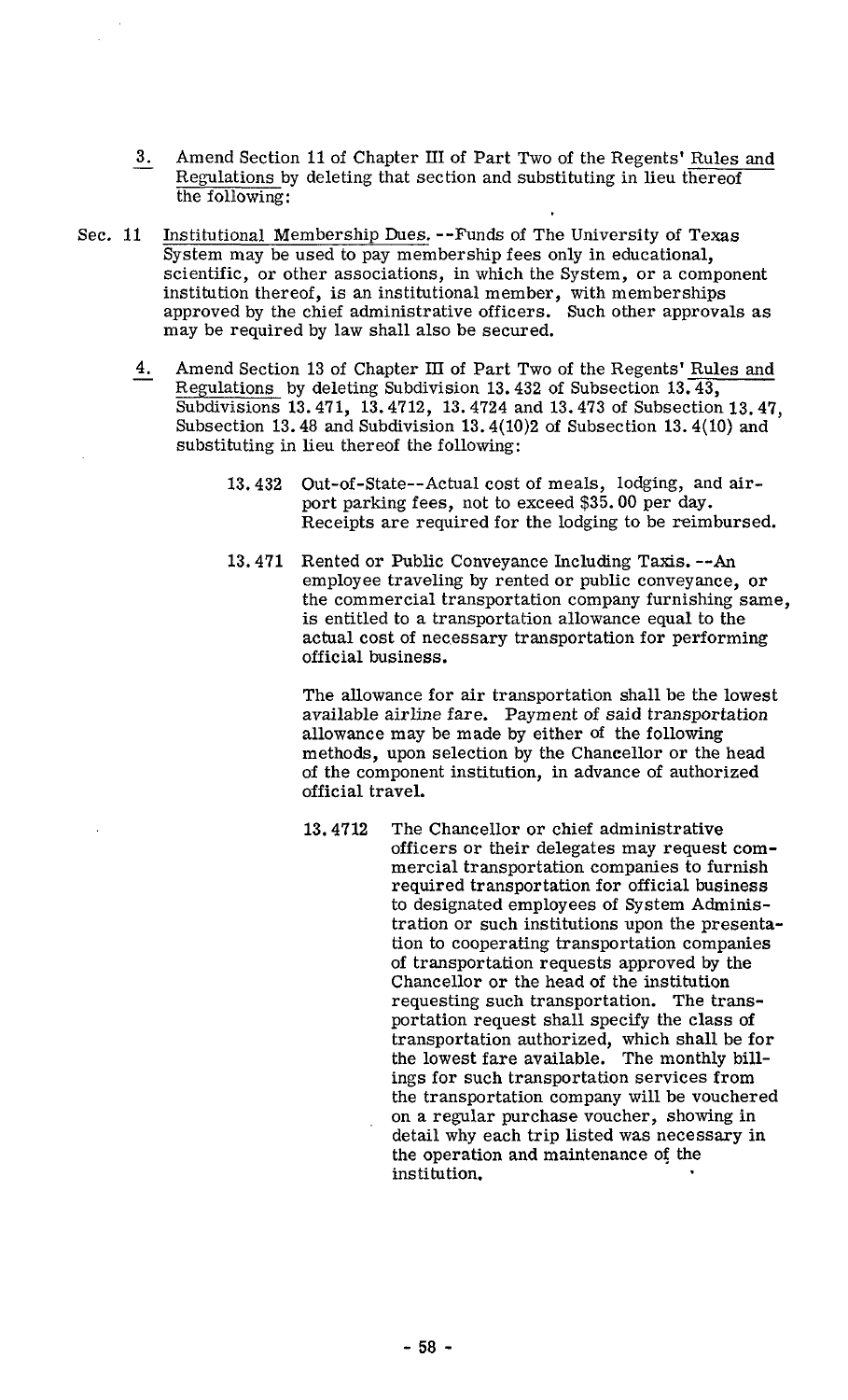3. Amend Section 11 of Chapter III of Part Two of the Regents' Rules and Regulations by deleting that section and substituting in lieu thereof the following:

Sec. 11 Institutional Membership Dues. --Funds of The University of Texas System may be used to pay membership fees only in educational, scientific, or other associations, in which the System, or a component institution thereof, is an institutional member, with memberships approved by the chief administrative officers. Such other approvals as may be required by law shall also be secured.

4. Amend Section 13 of Chapter III of Part Two of the Regents' Rules and Regulations by deleting Subdivision 13.432 of Subsection 13.43, Subdivisions 13.471, 13.4712, 13.4724 and 13.473 of Subsection 13.47, Subsection 13.48 and Subdivision 13.4(10)2 of Subsection 13.4(10) and substituting in lieu thereof the following:

13.432 Out-of-State--Actual cost of meals, lodging, and airport parking fees, not to exceed $35.00 per day. Receipts are required for the lodging to be reimbursed.

13.471 Rented or Public Conveyance Including Taxis. --An employee traveling by rented or public conveyance, or the commercial transportation company furnishing same, is entitled to a transportation allowance equal to the actual cost of necessary transportation for performing official business.

The allowance for air transportation shall be the lowest available airline fare. Payment of said transportation allowance may be made by either of the following methods, upon selection by the Chancellor or the head of the component institution, in advance of authorized official travel.

13.4712 The Chancellor or chief administrative officers or their delegates may request commercial transportation companies to furnish required transportation for official business to designated employees of System Administration or such institutions upon the presentation to cooperating transportation companies of transportation requests approved by the Chancellor or the head of the institution requesting such transportation. The transportation request shall specify the class of transportation authorized, which shall be for the lowest fare available. The monthly billings for such transportation services from the transportation company will be vouchered on a regular purchase voucher, showing in detail why each trip listed was necessary in the operation and maintenance of the institution.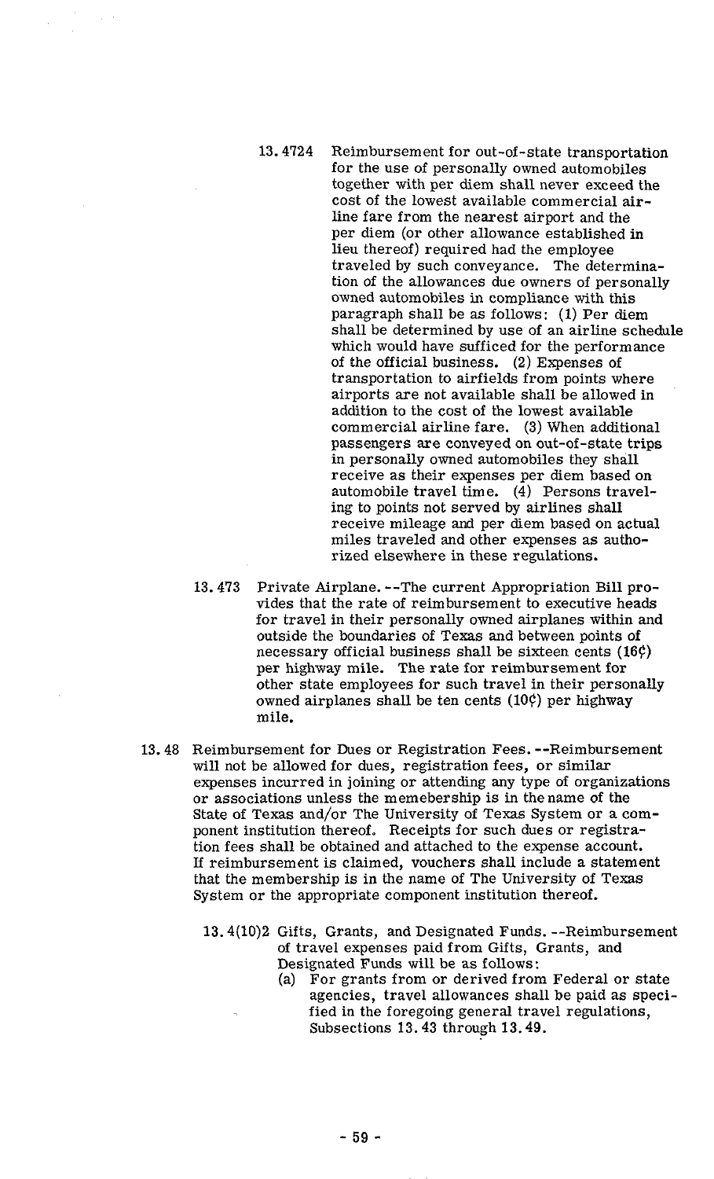13.4724 Reimbursement for out-of-state transportation for the use of personally owned automobiles together with per diem shall never exceed the cost of the lowest available commercial airline fare from the nearest airport and the per diem (or other allowance established in lieu thereof) required had the employee traveled by such conveyance. The determination of the allowances due owners of personally owned automobiles in compliance with this paragraph shall be as follows: (1) Per diem shall be determined by use of an airline schedule which would have sufficed for the performance of the official business. (2) Expenses of transportation to airfields from points where airports are not available shall be allowed in addition to the cost of the lowest available commercial airline fare. (3) When additional passengers are conveyed on out-of-state trips in personally owned automobiles they shall receive as their expenses per diem based on automobile travel time. (4) Persons traveling to points not served by airlines shall receive mileage and per diem based on actual miles traveled and other expenses as authorized elsewhere in these regulations.

13.473 Private Airplane. --The current Appropriation Bill provides that the rate of reimbursement to executive heads for travel in their personally owned airplanes within and outside the boundaries of Texas and between points of necessary official business shall be sixteen cents (16¢) per highway mile. The rate for reimbursement for other state employees for such travel in their personally owned airplanes shall be ten cents (10¢) per highway mile.

13.48 Reimbursement for Dues or Registration Fees. --Reimbursement will not be allowed for dues, registration fees, or similar expenses incurred in joining or attending any type of organizations or associations unless the memebership is in the name of the State of Texas and/or The University of Texas System or a component institution thereof. Receipts for such dues or registration fees shall be obtained and attached to the expense account. If reimbursement is claimed, vouchers shall include a statement that the membership is in the name of The University of Texas System or the appropriate component institution thereof.

13.4(10)2 Gifts, Grants, and Designated Funds. --Reimbursement of travel expenses paid from Gifts, Grants, and Designated Funds will be as follows:

(a) For grants from or derived from Federal or state agencies, travel allowances shall be paid as specified in the foregoing general travel regulations, Subsections 13.43 through 13.49.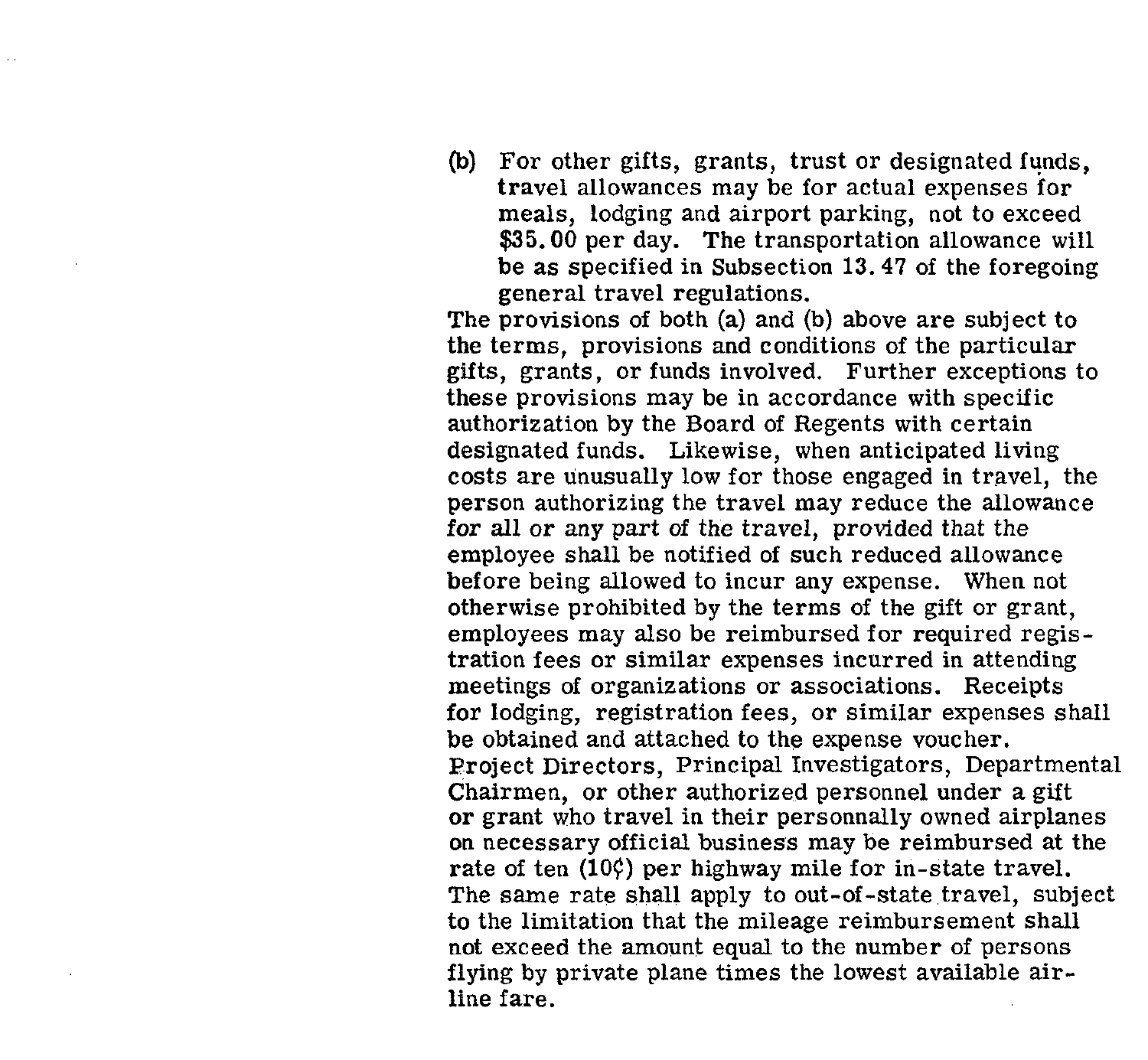(b) For other gifts, grants, trust or designated funds, travel allowances may be for actual expenses for meals, lodging and airport parking, not to exceed $35.00 per day. The transportation allowance will be as specified in Subsection 13.47 of the foregoing general travel regulations.

The provisions of both (a) and (b) above are subject to the terms, provisions and conditions of the particular gifts, grants, or funds involved. Further exceptions to these provisions may be in accordance with specific authorization by the Board of Regents with certain designated funds. Likewise, when anticipated living costs are unusually low for those engaged in travel, the person authorizing the travel may reduce the allowance for all or any part of the travel, provided that the employee shall be notified of such reduced allowance before being allowed to incur any expense. When not otherwise prohibited by the terms of the gift or grant, employees may also be reimbursed for required registration fees or similar expenses incurred in attending meetings of organizations or associations. Receipts for lodging, registration fees, or similar expenses shall be obtained and attached to the expense voucher. Project Directors, Principal Investigators, Departmental Chairmen, or other authorized personnel under a gift or grant who travel in their personally owned airplanes on necessary official business may be reimbursed at the rate of ten (10¢) per highway mile for in-state travel. The same rate shall apply to out-of-state travel, subject to the limitation that the mileage reimbursement shall not exceed the amount equal to the number of persons flying by private plane times the lowest available airline fare.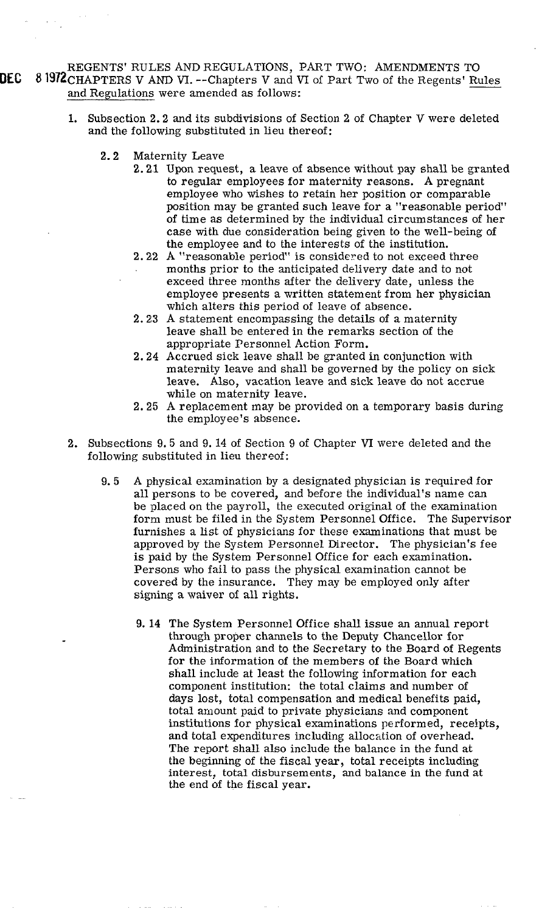DEC 8 1972 REGENTS' RULES AND REGULATIONS, PART TWO: AMENDMENTS TO CHAPTERS V AND VI. --Chapters V and VI of Part Two of the Regents' Rules and Regulations were amended as follows:

1. Subsection 2.2 and its subdivisions of Section 2 of Chapter V were deleted and the following substituted in lieu thereof:

   2.2 Maternity Leave

   2.21 Upon request, a leave of absence without pay shall be granted to regular employees for maternity reasons. A pregnant employee who wishes to retain her position or comparable position may be granted such leave for a "reasonable period" of time as determined by the individual circumstances of her case with due consideration being given to the well-being of the employee and to the interests of the institution.

   2.22 A "reasonable period" is considered to not exceed three months prior to the anticipated delivery date and to not exceed three months after the delivery date, unless the employee presents a written statement from her physician which alters this period of leave of absence.

   2.23 A statement encompassing the details of a maternity leave shall be entered in the remarks section of the appropriate Personnel Action Form.

   2.24 Accrued sick leave shall be granted in conjunction with maternity leave and shall be governed by the policy on sick leave. Also, vacation leave and sick leave do not accrue while on maternity leave.

   2.25 A replacement may be provided on a temporary basis during the employee's absence.

2. Subsections 9.5 and 9.14 of Section 9 of Chapter VI were deleted and the following substituted in lieu thereof:

   9.5 A physical examination by a designated physician is required for all persons to be covered, and before the individual's name can be placed on the payroll, the executed original of the examination form must be filed in the System Personnel Office. The Supervisor furnishes a list of physicians for these examinations that must be approved by the System Personnel Director. The physician's fee is paid by the System Personnel Office for each examination. Persons who fail to pass the physical examination cannot be covered by the insurance. They may be employed only after signing a waiver of all rights.

   9.14 The System Personnel Office shall issue an annual report through proper channels to the Deputy Chancellor for Administration and to the Secretary to the Board of Regents for the information of the members of the Board which shall include at least the following information for each component institution: the total claims and number of days lost, total compensation and medical benefits paid, total amount paid to private physicians and component institutions for physical examinations performed, receipts, and total expenditures including allocation of overhead. The report shall also include the balance in the fund at the beginning of the fiscal year, total receipts including interest, total disbursements, and balance in the fund at the end of the fiscal year.